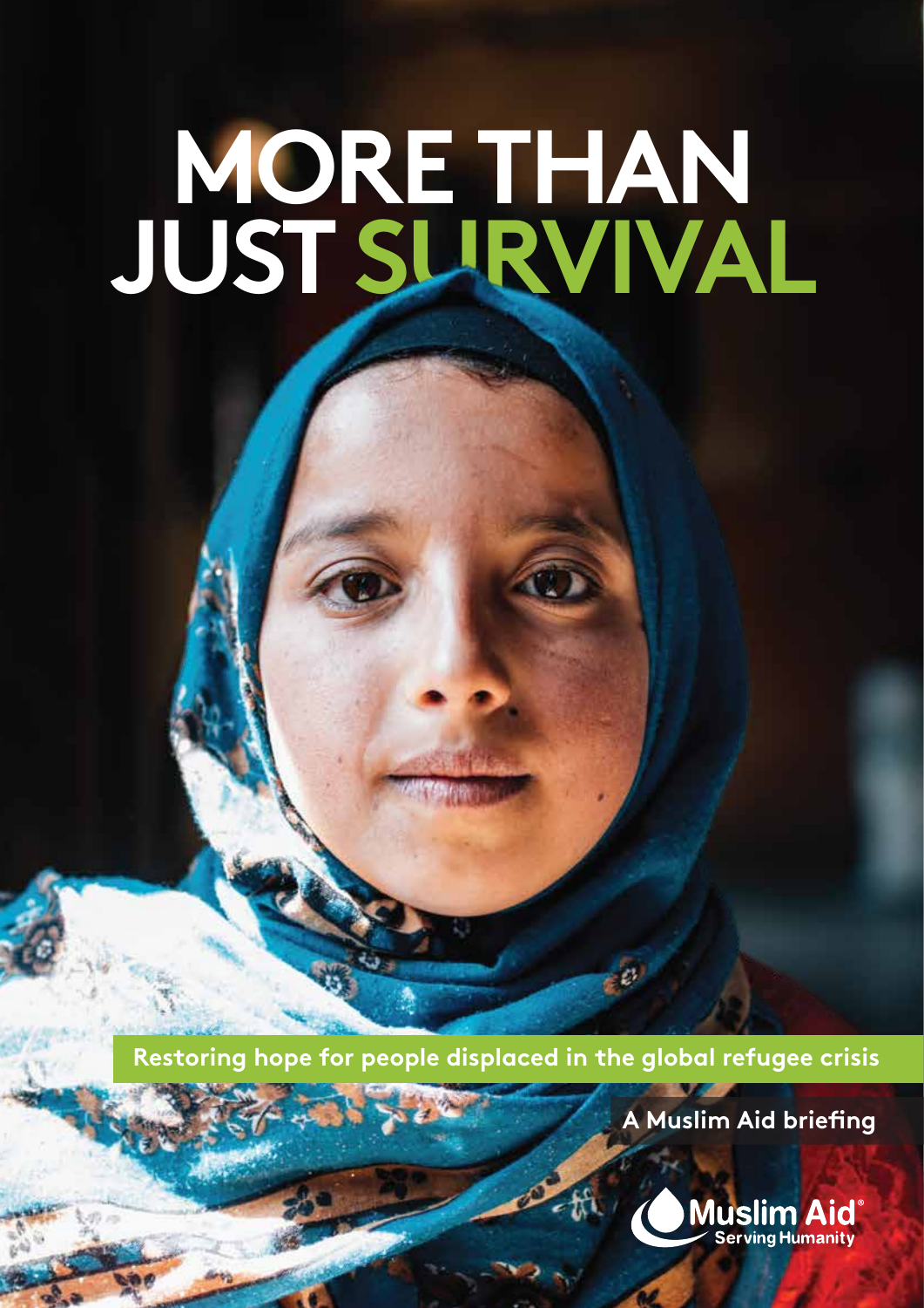# MORE THAN JUST SURVIVAL

**Restoring hope for people displaced in the global refugee crisis**

**A Muslim Aid briefing**

Muslim Aid
Serving Humanity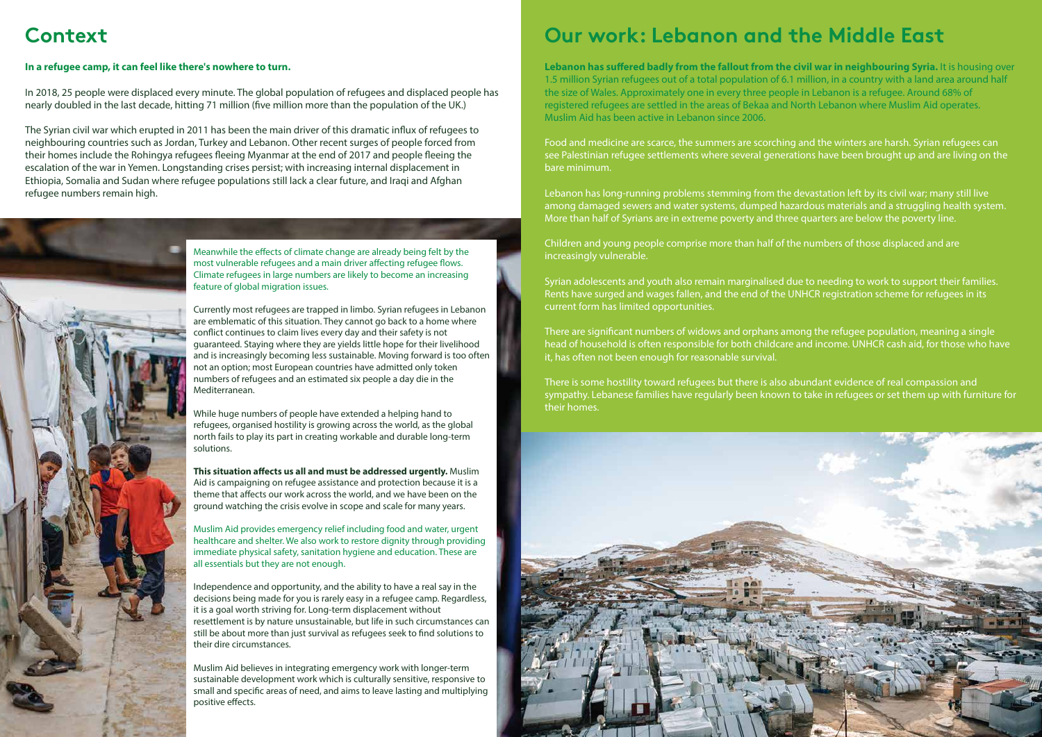# Context

**In a refugee camp, it can feel like there's nowhere to turn.**

In 2018, 25 people were displaced every minute. The global population of refugees and displaced people has nearly doubled in the last decade, hitting 71 million (five million more than the population of the UK.)

The Syrian civil war which erupted in 2011 has been the main driver of this dramatic influx of refugees to neighbouring countries such as Jordan, Turkey and Lebanon. Other recent surges of people forced from their homes include the Rohingya refugees fleeing Myanmar at the end of 2017 and people fleeing the escalation of the war in Yemen. Longstanding crises persist; with increasing internal displacement in Ethiopia, Somalia and Sudan where refugee populations still lack a clear future, and Iraqi and Afghan refugee numbers remain high.

Meanwhile the effects of climate change are already being felt by the most vulnerable refugees and a main driver affecting refugee flows. Climate refugees in large numbers are likely to become an increasing feature of global migration issues.

Currently most refugees are trapped in limbo. Syrian refugees in Lebanon are emblematic of this situation. They cannot go back to a home where conflict continues to claim lives every day and their safety is not guaranteed. Staying where they are yields little hope for their livelihood and is increasingly becoming less sustainable. Moving forward is too often not an option; most European countries have admitted only token numbers of refugees and an estimated six people a day die in the Mediterranean.

While huge numbers of people have extended a helping hand to refugees, organised hostility is growing across the world, as the global north fails to play its part in creating workable and durable long-term solutions.

**This situation affects us all and must be addressed urgently.** Muslim Aid is campaigning on refugee assistance and protection because it is a theme that affects our work across the world, and we have been on the ground watching the crisis evolve in scope and scale for many years.

Muslim Aid provides emergency relief including food and water, urgent healthcare and shelter. We also work to restore dignity through providing immediate physical safety, sanitation hygiene and education. These are all essentials but they are not enough.

Independence and opportunity, and the ability to have a real say in the decisions being made for you is rarely easy in a refugee camp. Regardless, it is a goal worth striving for. Long-term displacement without resettlement is by nature unsustainable, but life in such circumstances can still be about more than just survival as refugees seek to find solutions to their dire circumstances.

Muslim Aid believes in integrating emergency work with longer-term sustainable development work which is culturally sensitive, responsive to small and specific areas of need, and aims to leave lasting and multiplying positive effects.

# Our work: Lebanon and the Middle East

**Lebanon has suffered badly from the fallout from the civil war in neighbouring Syria.** It is housing over 1.5 million Syrian refugees out of a total population of 6.1 million, in a country with a land area around half the size of Wales. Approximately one in every three people in Lebanon is a refugee. Around 68% of registered refugees are settled in the areas of Bekaa and North Lebanon where Muslim Aid operates. Muslim Aid has been active in Lebanon since 2006.

Food and medicine are scarce, the summers are scorching and the winters are harsh. Syrian refugees can see Palestinian refugee settlements where several generations have been brought up and are living on the bare minimum.

Lebanon has long-running problems stemming from the devastation left by its civil war; many still live among damaged sewers and water systems, dumped hazardous materials and a struggling health system. More than half of Syrians are in extreme poverty and three quarters are below the poverty line.

Children and young people comprise more than half of the numbers of those displaced and are increasingly vulnerable.

Syrian adolescents and youth also remain marginalised due to needing to work to support their families. Rents have surged and wages fallen, and the end of the UNHCR registration scheme for refugees in its current form has limited opportunities.

There are significant numbers of widows and orphans among the refugee population, meaning a single head of household is often responsible for both childcare and income. UNHCR cash aid, for those who have it, has often not been enough for reasonable survival.

There is some hostility toward refugees but there is also abundant evidence of real compassion and sympathy. Lebanese families have regularly been known to take in refugees or set them up with furniture for their homes.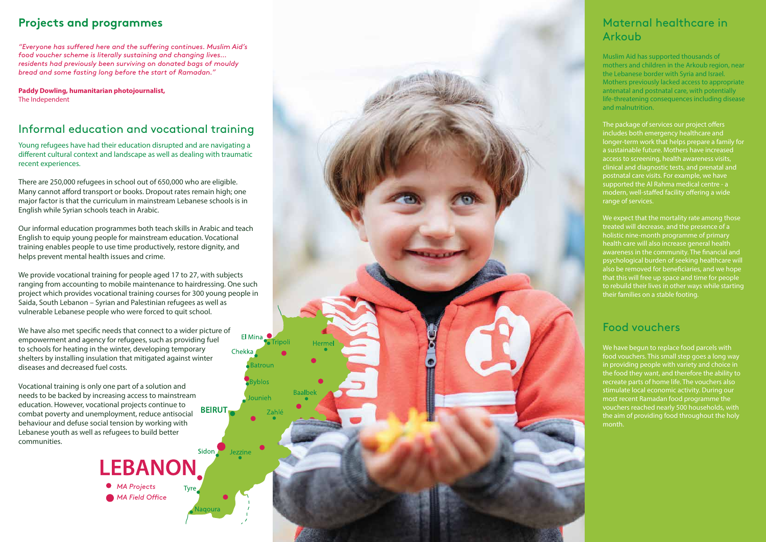## Projects and programmes

*"Everyone has suffered here and the suffering continues. Muslim Aid's food voucher scheme is literally sustaining and changing lives... residents had previously been surviving on donated bags of mouldy bread and some fasting long before the start of Ramadan."*

**Paddy Dowling, humanitarian photojournalist,**
The Independent

## Informal education and vocational training

Young refugees have had their education disrupted and are navigating a different cultural context and landscape as well as dealing with traumatic recent experiences.

There are 250,000 refugees in school out of 650,000 who are eligible. Many cannot afford transport or books. Dropout rates remain high; one major factor is that the curriculum in mainstream Lebanese schools is in English while Syrian schools teach in Arabic.

Our informal education programmes both teach skills in Arabic and teach English to equip young people for mainstream education. Vocational training enables people to use time productively, restore dignity, and helps prevent mental health issues and crime.

We provide vocational training for people aged 17 to 27, with subjects ranging from accounting to mobile maintenance to hairdressing. One such project which provides vocational training courses for 300 young people in Saida, South Lebanon – Syrian and Palestinian refugees as well as vulnerable Lebanese people who were forced to quit school.

We have also met specific needs that connect to a wider picture of empowerment and agency for refugees, such as providing fuel to schools for heating in the winter, developing temporary shelters by installing insulation that mitigated against winter diseases and decreased fuel costs.

Vocational training is only one part of a solution and needs to be backed by increasing access to mainstream education. However, vocational projects continue to combat poverty and unemployment, reduce antisocial behaviour and defuse social tension by working with Lebanese youth as well as refugees to build better communities.

**LEBANON**

- *MA Projects*
- *MA Field Office*

El Mina, Tripoli, Hermel, Chekka, Batroun, Byblos, Baalbek, Jounieh, BEIRUT, Zahlé, Sidon, Jezzine, Tyre, Naqoura

## Maternal healthcare in Arkoub

Muslim Aid has supported thousands of mothers and children in the Arkoub region, near the Lebanese border with Syria and Israel. Mothers previously lacked access to appropriate antenatal and postnatal care, with potentially life-threatening consequences including disease and malnutrition.

The package of services our project offers includes both emergency healthcare and longer-term work that helps prepare a family for a sustainable future. Mothers have increased access to screening, health awareness visits, clinical and diagnostic tests, and prenatal and postnatal care visits. For example, we have supported the Al Rahma medical centre - a modern, well-staffed facility offering a wide range of services.

We expect that the mortality rate among those treated will decrease, and the presence of a holistic nine-month programme of primary health care will also increase general health awareness in the community. The financial and psychological burden of seeking healthcare will also be removed for beneficiaries, and we hope that this will free up space and time for people to rebuild their lives in other ways while starting their families on a stable footing.

## Food vouchers

We have begun to replace food parcels with food vouchers. This small step goes a long way in providing people with variety and choice in the food they want, and therefore the ability to recreate parts of home life. The vouchers also stimulate local economic activity. During our most recent Ramadan food programme the vouchers reached nearly 500 households, with the aim of providing food throughout the holy month.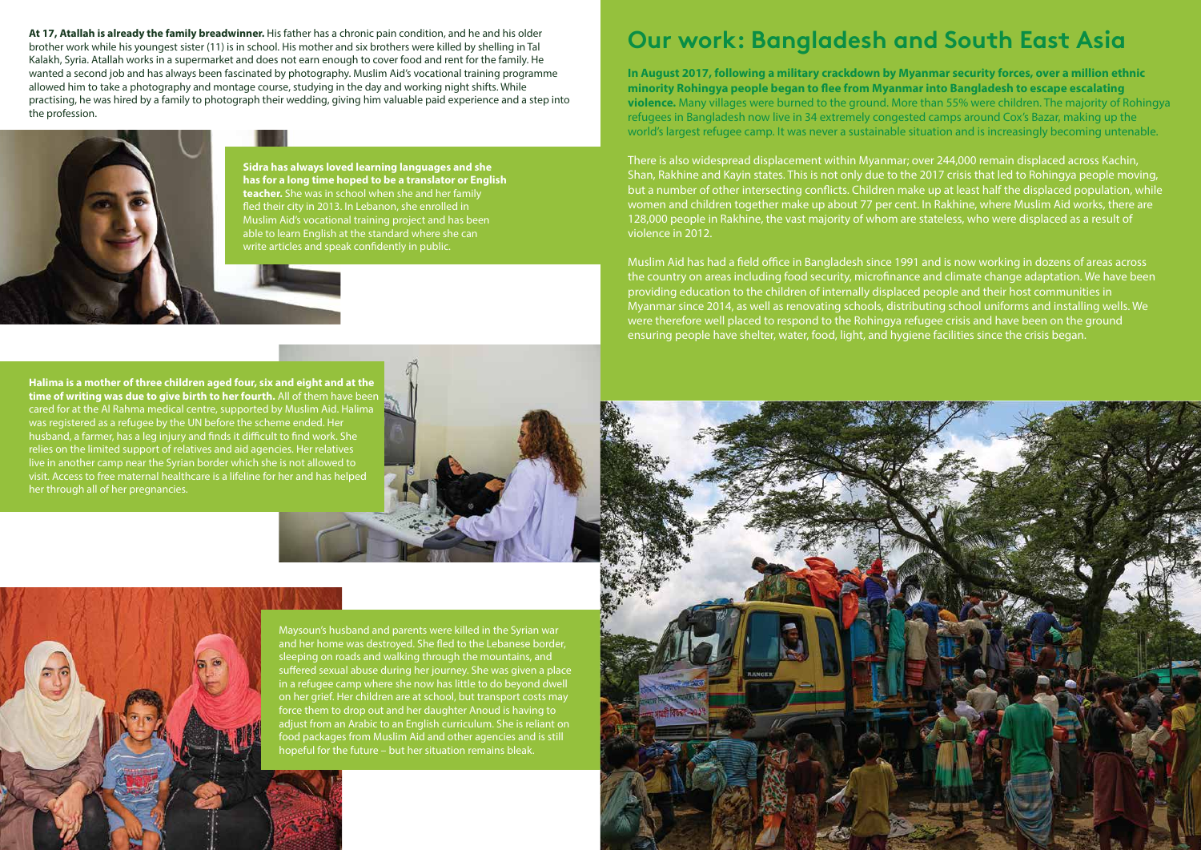**At 17, Atallah is already the family breadwinner.** His father has a chronic pain condition, and he and his older brother work while his youngest sister (11) is in school. His mother and six brothers were killed by shelling in Tal Kalakh, Syria. Atallah works in a supermarket and does not earn enough to cover food and rent for the family. He wanted a second job and has always been fascinated by photography. Muslim Aid's vocational training programme allowed him to take a photography and montage course, studying in the day and working night shifts. While practising, he was hired by a family to photograph their wedding, giving him valuable paid experience and a step into the profession.

**Sidra has always loved learning languages and she has for a long time hoped to be a translator or English teacher.** She was in school when she and her family fled their city in 2013. In Lebanon, she enrolled in Muslim Aid's vocational training project and has been able to learn English at the standard where she can write articles and speak confidently in public.

**Halima is a mother of three children aged four, six and eight and at the time of writing was due to give birth to her fourth.** All of them have been cared for at the Al Rahma medical centre, supported by Muslim Aid. Halima was registered as a refugee by the UN before the scheme ended. Her husband, a farmer, has a leg injury and finds it difficult to find work. She relies on the limited support of relatives and aid agencies. Her relatives live in another camp near the Syrian border which she is not allowed to visit. Access to free maternal healthcare is a lifeline for her and has helped her through all of her pregnancies.

Maysoun's husband and parents were killed in the Syrian war and her home was destroyed. She fled to the Lebanese border, sleeping on roads and walking through the mountains, and suffered sexual abuse during her journey. She was given a place in a refugee camp where she now has little to do beyond dwell on her grief. Her children are at school, but transport costs may force them to drop out and her daughter Anoud is having to adjust from an Arabic to an English curriculum. She is reliant on food packages from Muslim Aid and other agencies and is still hopeful for the future – but her situation remains bleak.

# Our work: Bangladesh and South East Asia

**In August 2017, following a military crackdown by Myanmar security forces, over a million ethnic minority Rohingya people began to flee from Myanmar into Bangladesh to escape escalating violence.** Many villages were burned to the ground. More than 55% were children. The majority of Rohingya refugees in Bangladesh now live in 34 extremely congested camps around Cox's Bazar, making up the world's largest refugee camp. It was never a sustainable situation and is increasingly becoming untenable.

There is also widespread displacement within Myanmar; over 244,000 remain displaced across Kachin, Shan, Rakhine and Kayin states. This is not only due to the 2017 crisis that led to Rohingya people moving, but a number of other intersecting conflicts. Children make up at least half the displaced population, while women and children together make up about 77 per cent. In Rakhine, where Muslim Aid works, there are 128,000 people in Rakhine, the vast majority of whom are stateless, who were displaced as a result of violence in 2012.

Muslim Aid has had a field office in Bangladesh since 1991 and is now working in dozens of areas across the country on areas including food security, microfinance and climate change adaptation. We have been providing education to the children of internally displaced people and their host communities in Myanmar since 2014, as well as renovating schools, distributing school uniforms and installing wells. We were therefore well placed to respond to the Rohingya refugee crisis and have been on the ground ensuring people have shelter, water, food, light, and hygiene facilities since the crisis began.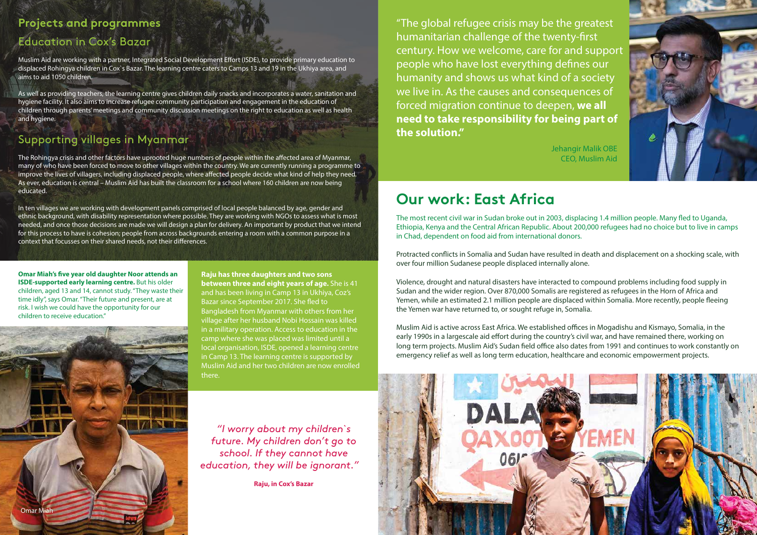## Projects and programmes

### Education in Cox's Bazar

Muslim Aid are working with a partner, Integrated Social Development Effort (ISDE), to provide primary education to displaced Rohingya children in Cox`s Bazar. The learning centre caters to Camps 13 and 19 in the Ukhiya area, and aims to aid 1050 children.

As well as providing teachers, the learning centre gives children daily snacks and incorporates a water, sanitation and hygiene facility. It also aims to increase refugee community participation and engagement in the education of children through parents' meetings and community discussion meetings on the right to education as well as health and hygiene.

### Supporting villages in Myanmar

The Rohingya crisis and other factors have uprooted huge numbers of people within the affected area of Myanmar, many of who have been forced to move to other villages within the country. We are currently running a programme to improve the lives of villagers, including displaced people, where affected people decide what kind of help they need. As ever, education is central – Muslim Aid has built the classroom for a school where 160 children are now being educated.

In ten villages we are working with development panels comprised of local people balanced by age, gender and ethnic background, with disability representation where possible. They are working with NGOs to assess what is most needed, and once those decisions are made we will design a plan for delivery. An important by product that we intend for this process to have is cohesion; people from across backgrounds entering a room with a common purpose in a context that focusses on their shared needs, not their differences.

**Omar Miah's five year old daughter Noor attends an ISDE-supported early learning centre.** But his older children, aged 13 and 14, cannot study. "They waste their time idly", says Omar. "Their future and present, are at risk. I wish we could have the opportunity for our children to receive education."

Omar Miah

**Raju has three daughters and two sons between three and eight years of age.** She is 41 and has been living in Camp 13 in Ukhiya, Coz's Bazar since September 2017. She fled to Bangladesh from Myanmar with others from her village after her husband Nobi Hossain was killed in a military operation. Access to education in the camp where she was placed was limited until a local organisation, ISDE, opened a learning centre in Camp 13. The learning centre is supported by Muslim Aid and her two children are now enrolled there.

*"I worry about my children`s future. My children don't go to school. If they cannot have education, they will be ignorant."*

**Raju, in Cox's Bazar**

"The global refugee crisis may be the greatest humanitarian challenge of the twenty-first century. How we welcome, care for and support people who have lost everything defines our humanity and shows us what kind of a society we live in. As the causes and consequences of forced migration continue to deepen, **we all need to take responsibility for being part of the solution."**

Jehangir Malik OBE
CEO, Muslim Aid

## Our work: East Africa

The most recent civil war in Sudan broke out in 2003, displacing 1.4 million people. Many fled to Uganda, Ethiopia, Kenya and the Central African Republic. About 200,000 refugees had no choice but to live in camps in Chad, dependent on food aid from international donors.

Protracted conflicts in Somalia and Sudan have resulted in death and displacement on a shocking scale, with over four million Sudanese people displaced internally alone.

Violence, drought and natural disasters have interacted to compound problems including food supply in Sudan and the wider region. Over 870,000 Somalis are registered as refugees in the Horn of Africa and Yemen, while an estimated 2.1 million people are displaced within Somalia. More recently, people fleeing the Yemen war have returned to, or sought refuge in, Somalia.

Muslim Aid is active across East Africa. We established offices in Mogadishu and Kismayo, Somalia, in the early 1990s in a largescale aid effort during the country's civil war, and have remained there, working on long term projects. Muslim Aid's Sudan field office also dates from 1991 and continues to work constantly on emergency relief as well as long term education, healthcare and economic empowerment projects.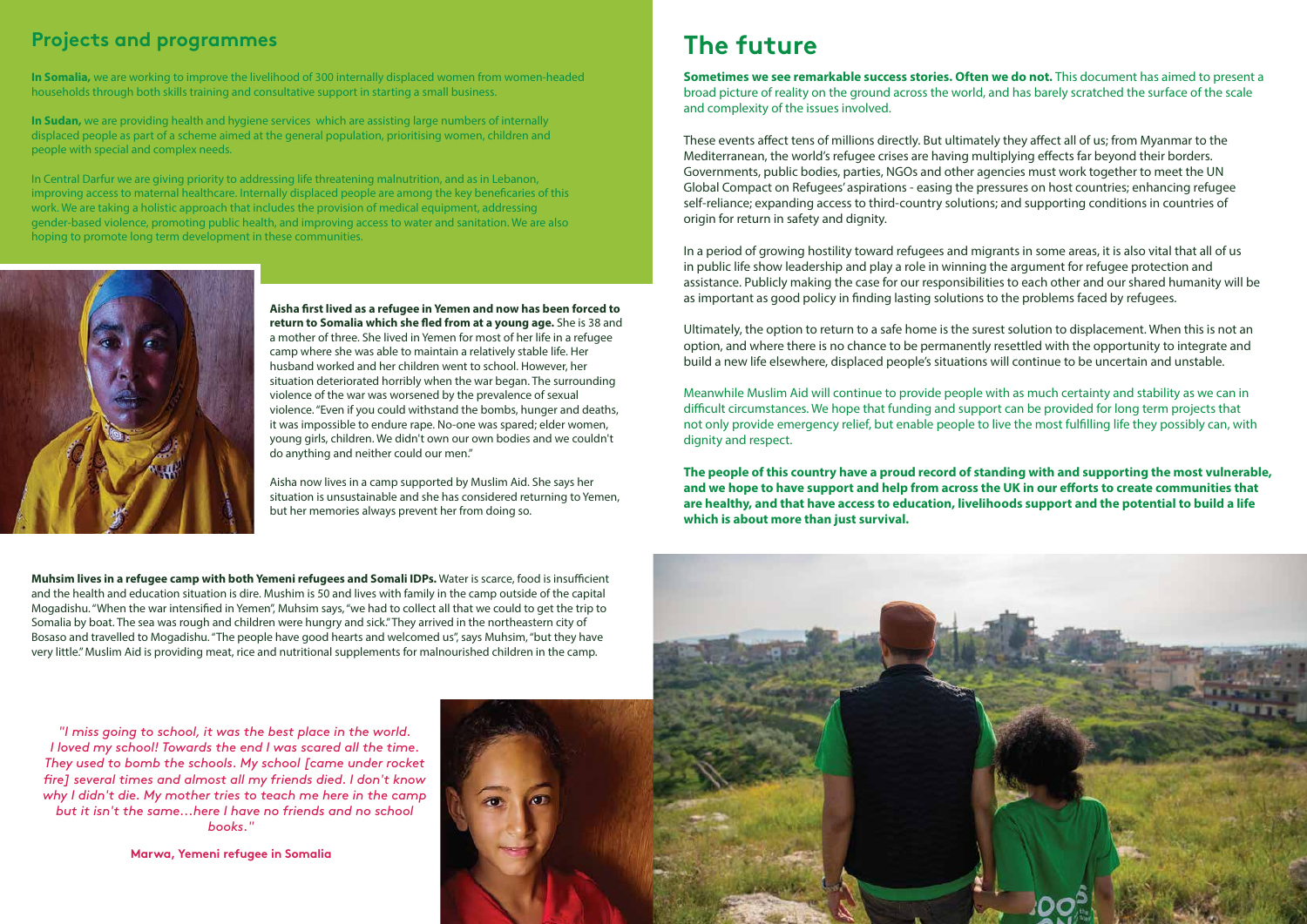## Projects and programmes

**In Somalia,** we are working to improve the livelihood of 300 internally displaced women from women-headed households through both skills training and consultative support in starting a small business.

**In Sudan,** we are providing health and hygiene services which are assisting large numbers of internally displaced people as part of a scheme aimed at the general population, prioritising women, children and people with special and complex needs.

In Central Darfur we are giving priority to addressing life threatening malnutrition, and as in Lebanon, improving access to maternal healthcare. Internally displaced people are among the key beneficaries of this work. We are taking a holistic approach that includes the provision of medical equipment, addressing gender-based violence, promoting public health, and improving access to water and sanitation. We are also hoping to promote long term development in these communities.

**Aisha first lived as a refugee in Yemen and now has been forced to return to Somalia which she fled from at a young age.** She is 38 and a mother of three. She lived in Yemen for most of her life in a refugee camp where she was able to maintain a relatively stable life. Her husband worked and her children went to school. However, her situation deteriorated horribly when the war began. The surrounding violence of the war was worsened by the prevalence of sexual violence. "Even if you could withstand the bombs, hunger and deaths, it was impossible to endure rape. No-one was spared; elder women, young girls, children. We didn't own our own bodies and we couldn't do anything and neither could our men."

Aisha now lives in a camp supported by Muslim Aid. She says her situation is unsustainable and she has considered returning to Yemen, but her memories always prevent her from doing so.

**Muhsim lives in a refugee camp with both Yemeni refugees and Somali IDPs.** Water is scarce, food is insufficient and the health and education situation is dire. Mushim is 50 and lives with family in the camp outside of the capital Mogadishu. "When the war intensified in Yemen", Muhsim says, "we had to collect all that we could to get the trip to Somalia by boat. The sea was rough and children were hungry and sick." They arrived in the northeastern city of Bosaso and travelled to Mogadishu. "The people have good hearts and welcomed us", says Muhsim, "but they have very little." Muslim Aid is providing meat, rice and nutritional supplements for malnourished children in the camp.

*"I miss going to school, it was the best place in the world. I loved my school! Towards the end I was scared all the time. They used to bomb the schools. My school [came under rocket fire] several times and almost all my friends died. I don't know why I didn't die. My mother tries to teach me here in the camp but it isn't the same...here I have no friends and no school books."*

**Marwa, Yemeni refugee in Somalia**

# The future

**Sometimes we see remarkable success stories. Often we do not.** This document has aimed to present a broad picture of reality on the ground across the world, and has barely scratched the surface of the scale and complexity of the issues involved.

These events affect tens of millions directly. But ultimately they affect all of us; from Myanmar to the Mediterranean, the world's refugee crises are having multiplying effects far beyond their borders. Governments, public bodies, parties, NGOs and other agencies must work together to meet the UN Global Compact on Refugees' aspirations - easing the pressures on host countries; enhancing refugee self-reliance; expanding access to third-country solutions; and supporting conditions in countries of origin for return in safety and dignity.

In a period of growing hostility toward refugees and migrants in some areas, it is also vital that all of us in public life show leadership and play a role in winning the argument for refugee protection and assistance. Publicly making the case for our responsibilities to each other and our shared humanity will be as important as good policy in finding lasting solutions to the problems faced by refugees.

Ultimately, the option to return to a safe home is the surest solution to displacement. When this is not an option, and where there is no chance to be permanently resettled with the opportunity to integrate and build a new life elsewhere, displaced people's situations will continue to be uncertain and unstable.

Meanwhile Muslim Aid will continue to provide people with as much certainty and stability as we can in difficult circumstances. We hope that funding and support can be provided for long term projects that not only provide emergency relief, but enable people to live the most fulfilling life they possibly can, with dignity and respect.

**The people of this country have a proud record of standing with and supporting the most vulnerable, and we hope to have support and help from across the UK in our efforts to create communities that are healthy, and that have access to education, livelihoods support and the potential to build a life which is about more than just survival.**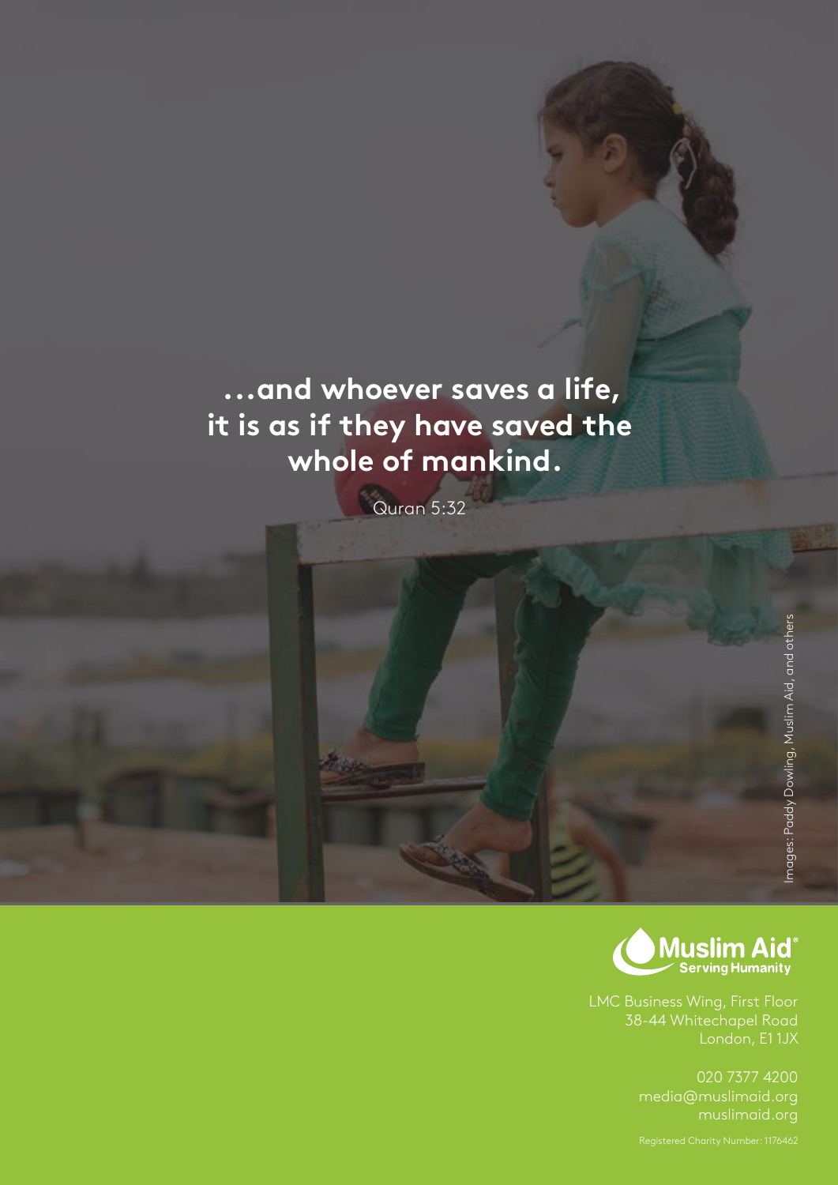**...and whoever saves a life, it is as if they have saved the whole of mankind.**

Quran 5:32

Images: Paddy Dowling, Muslim Aid, and others

Muslim Aid®
Serving Humanity

LMC Business Wing, First Floor
38-44 Whitechapel Road
London, E1 1JX

020 7377 4200
media@muslimaid.org
muslimaid.org

Registered Charity Number: 1176462